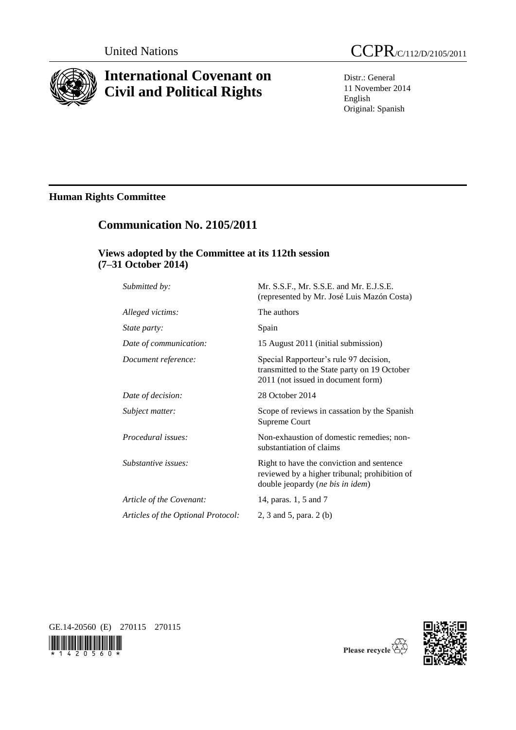United Nations CCPR/C/112/D/2105/2011

# International Covenant on Civil and Political Rights

Distr.: General
11 November 2014
English
Original: Spanish

## Human Rights Committee

## Communication No. 2105/2011

### Views adopted by the Committee at its 112th session (7–31 October 2014)

| | |
|---|---|
| *Submitted by:* | Mr. S.S.F., Mr. S.S.E. and Mr. E.J.S.E. (represented by Mr. José Luis Mazón Costa) |
| *Alleged victims:* | The authors |
| *State party:* | Spain |
| *Date of communication:* | 15 August 2011 (initial submission) |
| *Document reference:* | Special Rapporteur's rule 97 decision, transmitted to the State party on 19 October 2011 (not issued in document form) |
| *Date of decision:* | 28 October 2014 |
| *Subject matter:* | Scope of reviews in cassation by the Spanish Supreme Court |
| *Procedural issues:* | Non-exhaustion of domestic remedies; non-substantiation of claims |
| *Substantive issues:* | Right to have the conviction and sentence reviewed by a higher tribunal; prohibition of double jeopardy (*ne bis in idem*) |
| *Article of the Covenant:* | 14, paras. 1, 5 and 7 |
| *Articles of the Optional Protocol:* | 2, 3 and 5, para. 2 (b) |

GE.14-20560 (E) 270115 270115

Please recycle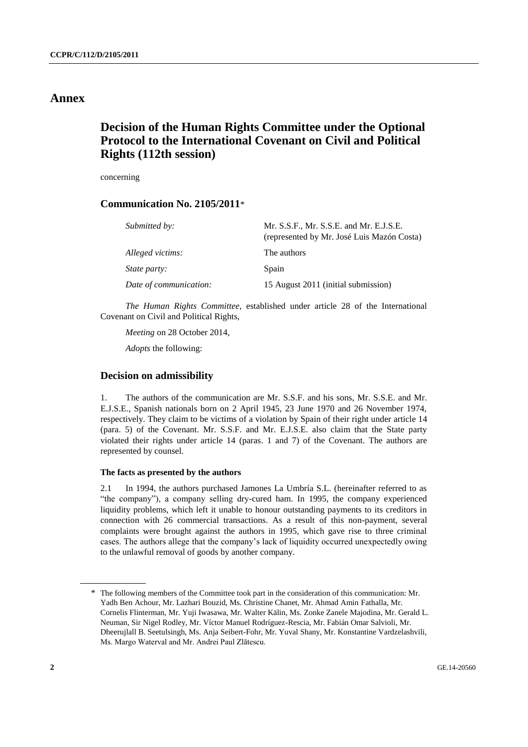# Annex

## Decision of the Human Rights Committee under the Optional Protocol to the International Covenant on Civil and Political Rights (112th session)

concerning

### Communication No. 2105/2011*

| | |
|---|---|
| *Submitted by:* | Mr. S.S.F., Mr. S.S.E. and Mr. E.J.S.E. (represented by Mr. José Luis Mazón Costa) |
| *Alleged victims:* | The authors |
| *State party:* | Spain |
| *Date of communication:* | 15 August 2011 (initial submission) |

*The Human Rights Committee*, established under article 28 of the International Covenant on Civil and Political Rights,

*Meeting* on 28 October 2014,

*Adopts* the following:

### Decision on admissibility

1. The authors of the communication are Mr. S.S.F. and his sons, Mr. S.S.E. and Mr. E.J.S.E., Spanish nationals born on 2 April 1945, 23 June 1970 and 26 November 1974, respectively. They claim to be victims of a violation by Spain of their right under article 14 (para. 5) of the Covenant. Mr. S.S.F. and Mr. E.J.S.E. also claim that the State party violated their rights under article 14 (paras. 1 and 7) of the Covenant. The authors are represented by counsel.

#### The facts as presented by the authors

2.1 In 1994, the authors purchased Jamones La Umbría S.L. (hereinafter referred to as "the company"), a company selling dry-cured ham. In 1995, the company experienced liquidity problems, which left it unable to honour outstanding payments to its creditors in connection with 26 commercial transactions. As a result of this non-payment, several complaints were brought against the authors in 1995, which gave rise to three criminal cases. The authors allege that the company's lack of liquidity occurred unexpectedly owing to the unlawful removal of goods by another company.

---

\* The following members of the Committee took part in the consideration of this communication: Mr. Yadh Ben Achour, Mr. Lazhari Bouzid, Ms. Christine Chanet, Mr. Ahmad Amin Fathalla, Mr. Cornelis Flinterman, Mr. Yuji Iwasawa, Mr. Walter Kälin, Ms. Zonke Zanele Majodina, Mr. Gerald L. Neuman, Sir Nigel Rodley, Mr. Víctor Manuel Rodríguez-Rescia, Mr. Fabián Omar Salvioli, Mr. Dheerujlall B. Seetulsingh, Ms. Anja Seibert-Fohr, Mr. Yuval Shany, Mr. Konstantine Vardzelashvili, Ms. Margo Waterval and Mr. Andrei Paul Zlătescu.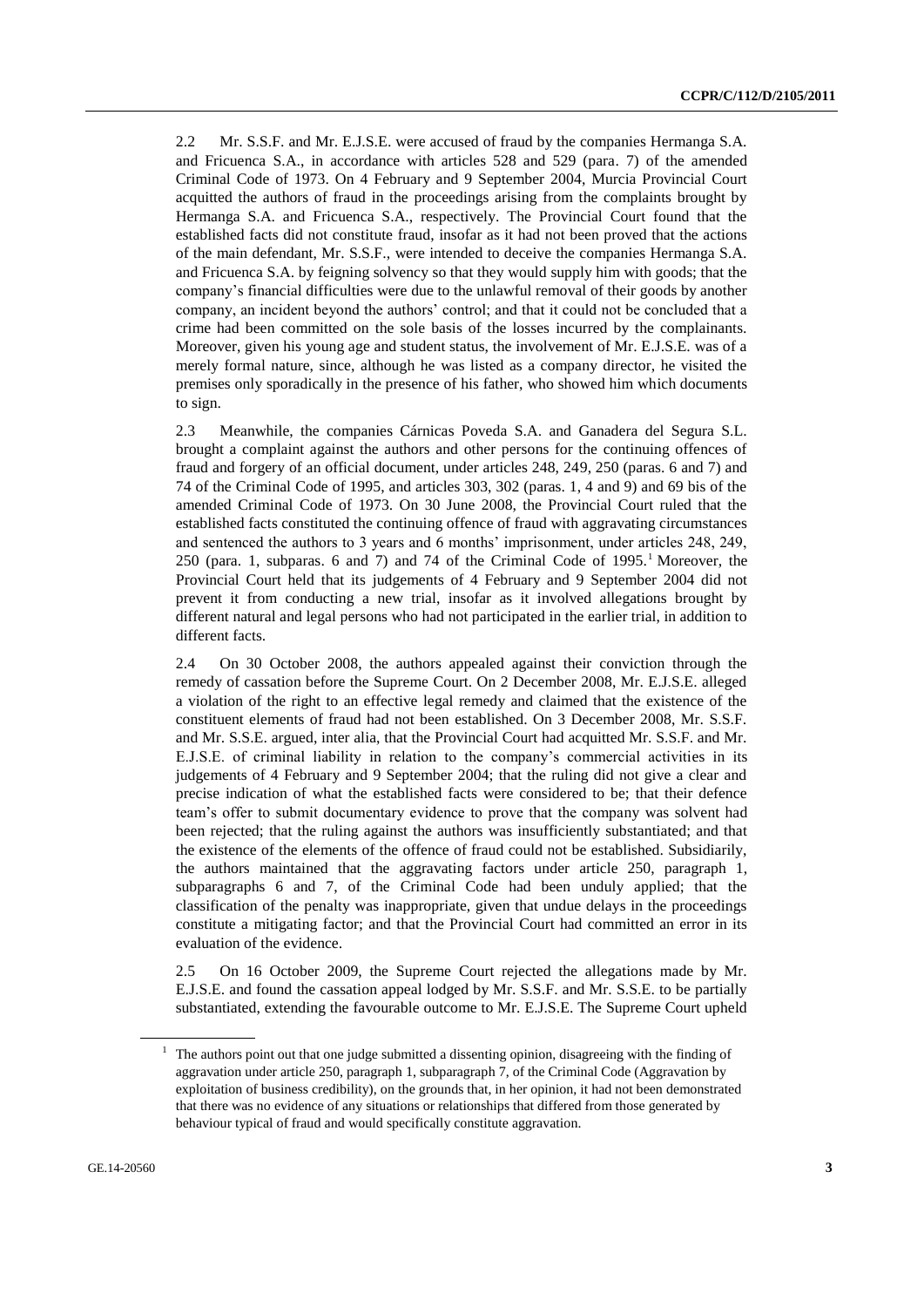2.2 Mr. S.S.F. and Mr. E.J.S.E. were accused of fraud by the companies Hermanga S.A. and Fricuenca S.A., in accordance with articles 528 and 529 (para. 7) of the amended Criminal Code of 1973. On 4 February and 9 September 2004, Murcia Provincial Court acquitted the authors of fraud in the proceedings arising from the complaints brought by Hermanga S.A. and Fricuenca S.A., respectively. The Provincial Court found that the established facts did not constitute fraud, insofar as it had not been proved that the actions of the main defendant, Mr. S.S.F., were intended to deceive the companies Hermanga S.A. and Fricuenca S.A. by feigning solvency so that they would supply him with goods; that the company's financial difficulties were due to the unlawful removal of their goods by another company, an incident beyond the authors' control; and that it could not be concluded that a crime had been committed on the sole basis of the losses incurred by the complainants. Moreover, given his young age and student status, the involvement of Mr. E.J.S.E. was of a merely formal nature, since, although he was listed as a company director, he visited the premises only sporadically in the presence of his father, who showed him which documents to sign.

2.3 Meanwhile, the companies Cárnicas Poveda S.A. and Ganadera del Segura S.L. brought a complaint against the authors and other persons for the continuing offences of fraud and forgery of an official document, under articles 248, 249, 250 (paras. 6 and 7) and 74 of the Criminal Code of 1995, and articles 303, 302 (paras. 1, 4 and 9) and 69 bis of the amended Criminal Code of 1973. On 30 June 2008, the Provincial Court ruled that the established facts constituted the continuing offence of fraud with aggravating circumstances and sentenced the authors to 3 years and 6 months' imprisonment, under articles 248, 249, 250 (para. 1, subparas. 6 and 7) and 74 of the Criminal Code of 1995.[1] Moreover, the Provincial Court held that its judgements of 4 February and 9 September 2004 did not prevent it from conducting a new trial, insofar as it involved allegations brought by different natural and legal persons who had not participated in the earlier trial, in addition to different facts.

2.4 On 30 October 2008, the authors appealed against their conviction through the remedy of cassation before the Supreme Court. On 2 December 2008, Mr. E.J.S.E. alleged a violation of the right to an effective legal remedy and claimed that the existence of the constituent elements of fraud had not been established. On 3 December 2008, Mr. S.S.F. and Mr. S.S.E. argued, inter alia, that the Provincial Court had acquitted Mr. S.S.F. and Mr. E.J.S.E. of criminal liability in relation to the company's commercial activities in its judgements of 4 February and 9 September 2004; that the ruling did not give a clear and precise indication of what the established facts were considered to be; that their defence team's offer to submit documentary evidence to prove that the company was solvent had been rejected; that the ruling against the authors was insufficiently substantiated; and that the existence of the elements of the offence of fraud could not be established. Subsidiarily, the authors maintained that the aggravating factors under article 250, paragraph 1, subparagraphs 6 and 7, of the Criminal Code had been unduly applied; that the classification of the penalty was inappropriate, given that undue delays in the proceedings constitute a mitigating factor; and that the Provincial Court had committed an error in its evaluation of the evidence.

2.5 On 16 October 2009, the Supreme Court rejected the allegations made by Mr. E.J.S.E. and found the cassation appeal lodged by Mr. S.S.F. and Mr. S.S.E. to be partially substantiated, extending the favourable outcome to Mr. E.J.S.E. The Supreme Court upheld

[1] The authors point out that one judge submitted a dissenting opinion, disagreeing with the finding of aggravation under article 250, paragraph 1, subparagraph 7, of the Criminal Code (Aggravation by exploitation of business credibility), on the grounds that, in her opinion, it had not been demonstrated that there was no evidence of any situations or relationships that differed from those generated by behaviour typical of fraud and would specifically constitute aggravation.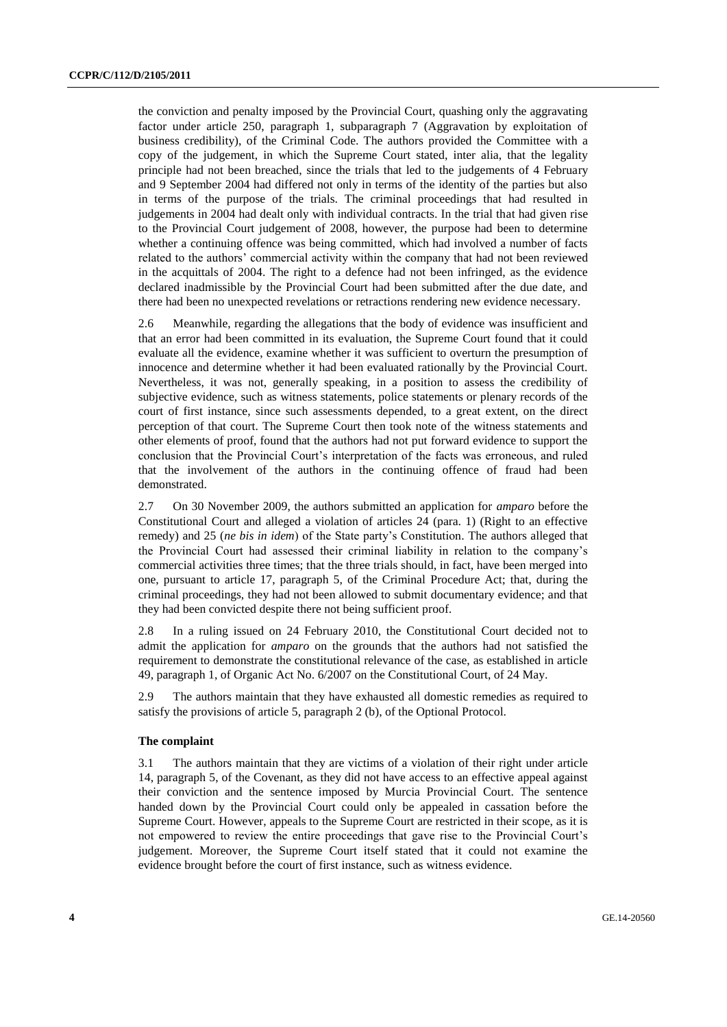the conviction and penalty imposed by the Provincial Court, quashing only the aggravating factor under article 250, paragraph 1, subparagraph 7 (Aggravation by exploitation of business credibility), of the Criminal Code. The authors provided the Committee with a copy of the judgement, in which the Supreme Court stated, inter alia, that the legality principle had not been breached, since the trials that led to the judgements of 4 February and 9 September 2004 had differed not only in terms of the identity of the parties but also in terms of the purpose of the trials. The criminal proceedings that had resulted in judgements in 2004 had dealt only with individual contracts. In the trial that had given rise to the Provincial Court judgement of 2008, however, the purpose had been to determine whether a continuing offence was being committed, which had involved a number of facts related to the authors' commercial activity within the company that had not been reviewed in the acquittals of 2004. The right to a defence had not been infringed, as the evidence declared inadmissible by the Provincial Court had been submitted after the due date, and there had been no unexpected revelations or retractions rendering new evidence necessary.

2.6 Meanwhile, regarding the allegations that the body of evidence was insufficient and that an error had been committed in its evaluation, the Supreme Court found that it could evaluate all the evidence, examine whether it was sufficient to overturn the presumption of innocence and determine whether it had been evaluated rationally by the Provincial Court. Nevertheless, it was not, generally speaking, in a position to assess the credibility of subjective evidence, such as witness statements, police statements or plenary records of the court of first instance, since such assessments depended, to a great extent, on the direct perception of that court. The Supreme Court then took note of the witness statements and other elements of proof, found that the authors had not put forward evidence to support the conclusion that the Provincial Court's interpretation of the facts was erroneous, and ruled that the involvement of the authors in the continuing offence of fraud had been demonstrated.

2.7 On 30 November 2009, the authors submitted an application for *amparo* before the Constitutional Court and alleged a violation of articles 24 (para. 1) (Right to an effective remedy) and 25 (*ne bis in idem*) of the State party's Constitution. The authors alleged that the Provincial Court had assessed their criminal liability in relation to the company's commercial activities three times; that the three trials should, in fact, have been merged into one, pursuant to article 17, paragraph 5, of the Criminal Procedure Act; that, during the criminal proceedings, they had not been allowed to submit documentary evidence; and that they had been convicted despite there not being sufficient proof.

2.8 In a ruling issued on 24 February 2010, the Constitutional Court decided not to admit the application for *amparo* on the grounds that the authors had not satisfied the requirement to demonstrate the constitutional relevance of the case, as established in article 49, paragraph 1, of Organic Act No. 6/2007 on the Constitutional Court, of 24 May.

2.9 The authors maintain that they have exhausted all domestic remedies as required to satisfy the provisions of article 5, paragraph 2 (b), of the Optional Protocol.

### The complaint

3.1 The authors maintain that they are victims of a violation of their right under article 14, paragraph 5, of the Covenant, as they did not have access to an effective appeal against their conviction and the sentence imposed by Murcia Provincial Court. The sentence handed down by the Provincial Court could only be appealed in cassation before the Supreme Court. However, appeals to the Supreme Court are restricted in their scope, as it is not empowered to review the entire proceedings that gave rise to the Provincial Court's judgement. Moreover, the Supreme Court itself stated that it could not examine the evidence brought before the court of first instance, such as witness evidence.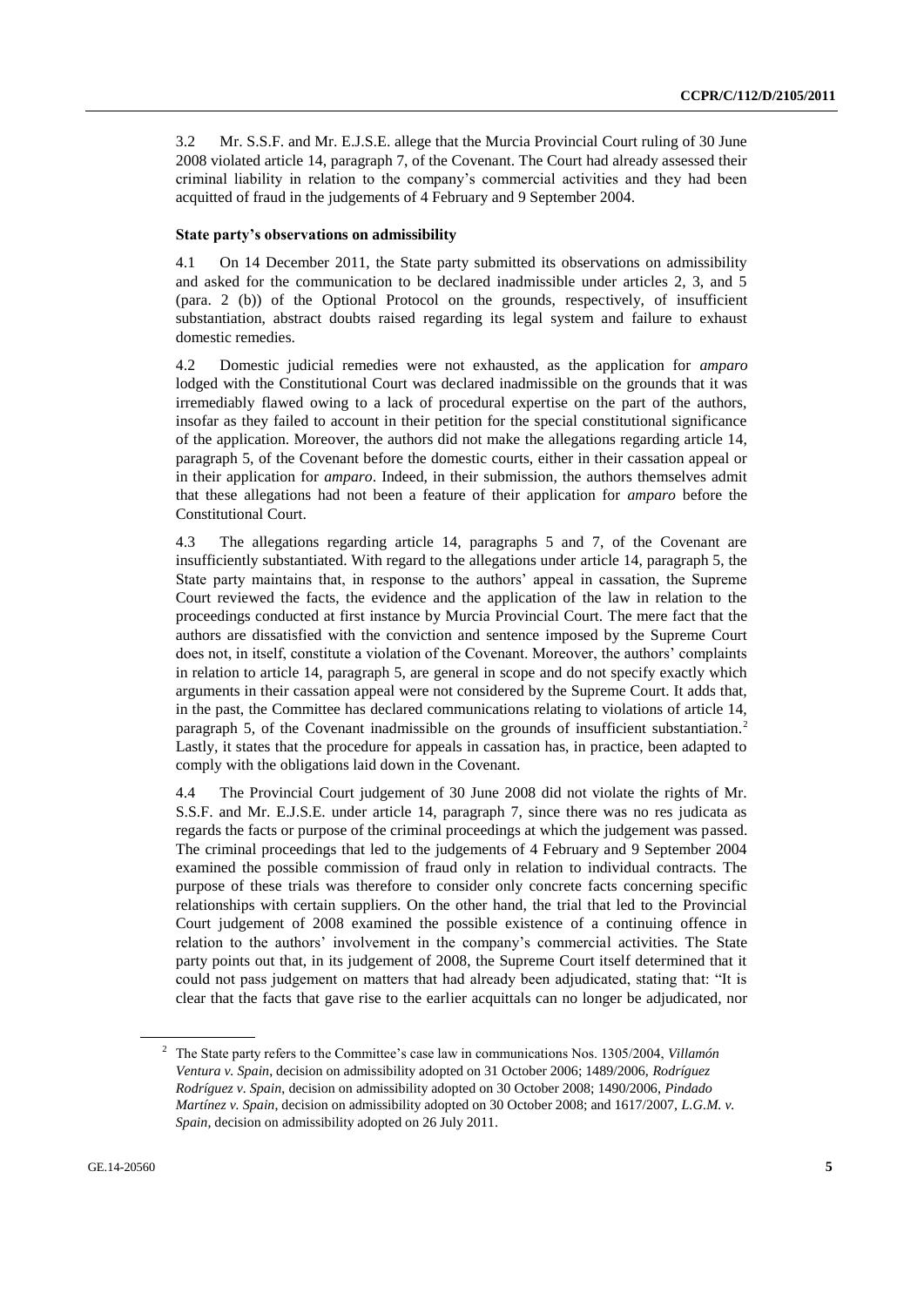3.2 Mr. S.S.F. and Mr. E.J.S.E. allege that the Murcia Provincial Court ruling of 30 June 2008 violated article 14, paragraph 7, of the Covenant. The Court had already assessed their criminal liability in relation to the company's commercial activities and they had been acquitted of fraud in the judgements of 4 February and 9 September 2004.

### State party's observations on admissibility

4.1 On 14 December 2011, the State party submitted its observations on admissibility and asked for the communication to be declared inadmissible under articles 2, 3, and 5 (para. 2 (b)) of the Optional Protocol on the grounds, respectively, of insufficient substantiation, abstract doubts raised regarding its legal system and failure to exhaust domestic remedies.

4.2 Domestic judicial remedies were not exhausted, as the application for *amparo* lodged with the Constitutional Court was declared inadmissible on the grounds that it was irremediably flawed owing to a lack of procedural expertise on the part of the authors, insofar as they failed to account in their petition for the special constitutional significance of the application. Moreover, the authors did not make the allegations regarding article 14, paragraph 5, of the Covenant before the domestic courts, either in their cassation appeal or in their application for *amparo*. Indeed, in their submission, the authors themselves admit that these allegations had not been a feature of their application for *amparo* before the Constitutional Court.

4.3 The allegations regarding article 14, paragraphs 5 and 7, of the Covenant are insufficiently substantiated. With regard to the allegations under article 14, paragraph 5, the State party maintains that, in response to the authors' appeal in cassation, the Supreme Court reviewed the facts, the evidence and the application of the law in relation to the proceedings conducted at first instance by Murcia Provincial Court. The mere fact that the authors are dissatisfied with the conviction and sentence imposed by the Supreme Court does not, in itself, constitute a violation of the Covenant. Moreover, the authors' complaints in relation to article 14, paragraph 5, are general in scope and do not specify exactly which arguments in their cassation appeal were not considered by the Supreme Court. It adds that, in the past, the Committee has declared communications relating to violations of article 14, paragraph 5, of the Covenant inadmissible on the grounds of insufficient substantiation.[2] Lastly, it states that the procedure for appeals in cassation has, in practice, been adapted to comply with the obligations laid down in the Covenant.

4.4 The Provincial Court judgement of 30 June 2008 did not violate the rights of Mr. S.S.F. and Mr. E.J.S.E. under article 14, paragraph 7, since there was no res judicata as regards the facts or purpose of the criminal proceedings at which the judgement was passed. The criminal proceedings that led to the judgements of 4 February and 9 September 2004 examined the possible commission of fraud only in relation to individual contracts. The purpose of these trials was therefore to consider only concrete facts concerning specific relationships with certain suppliers. On the other hand, the trial that led to the Provincial Court judgement of 2008 examined the possible existence of a continuing offence in relation to the authors' involvement in the company's commercial activities. The State party points out that, in its judgement of 2008, the Supreme Court itself determined that it could not pass judgement on matters that had already been adjudicated, stating that: "It is clear that the facts that gave rise to the earlier acquittals can no longer be adjudicated, nor

[2] The State party refers to the Committee's case law in communications Nos. 1305/2004, *Villamón Ventura v. Spain*, decision on admissibility adopted on 31 October 2006; 1489/2006, *Rodríguez Rodríguez v. Spain*, decision on admissibility adopted on 30 October 2008; 1490/2006, *Pindado Martínez v. Spain*, decision on admissibility adopted on 30 October 2008; and 1617/2007, *L.G.M. v. Spain*, decision on admissibility adopted on 26 July 2011.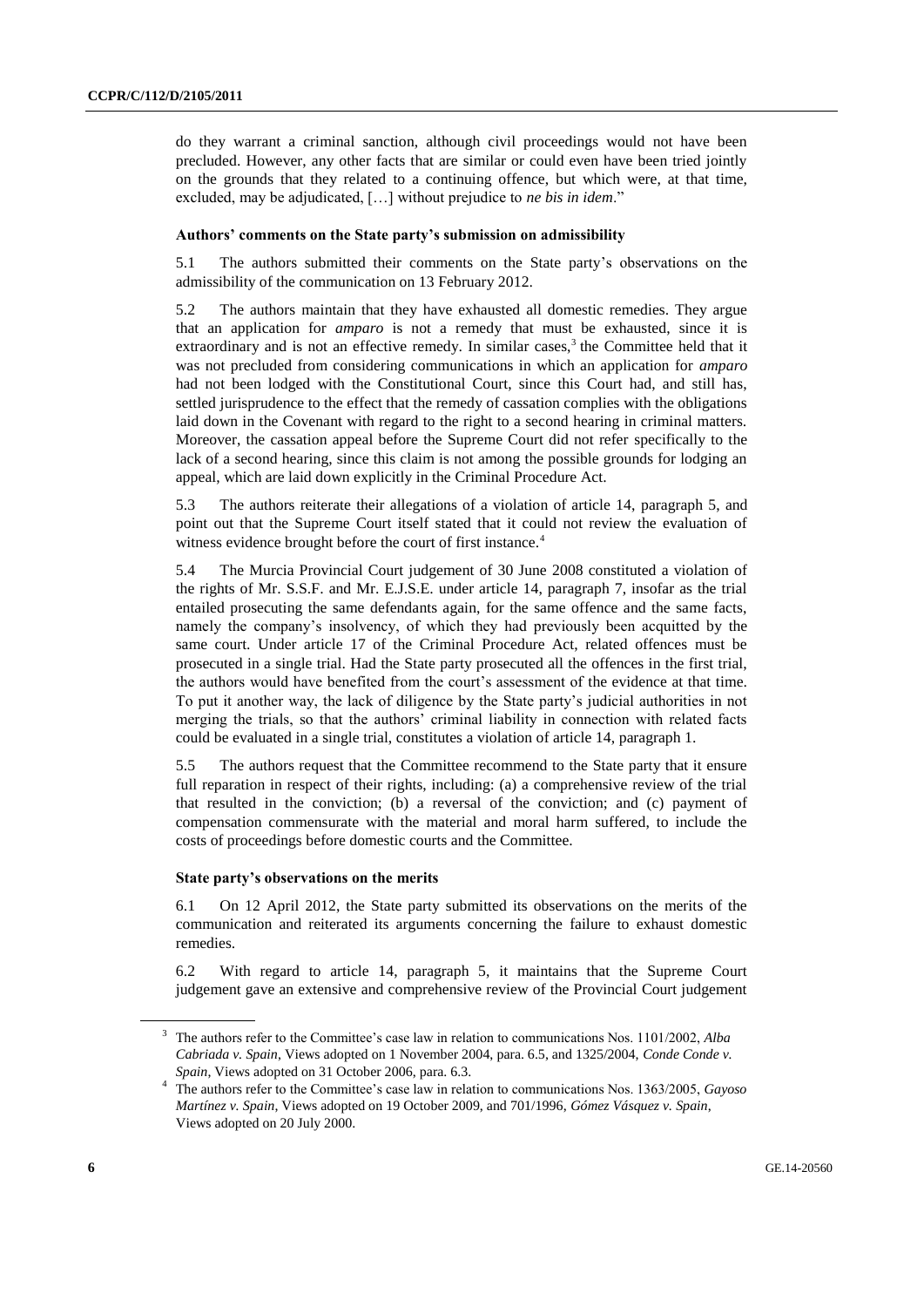do they warrant a criminal sanction, although civil proceedings would not have been precluded. However, any other facts that are similar or could even have been tried jointly on the grounds that they related to a continuing offence, but which were, at that time, excluded, may be adjudicated, […] without prejudice to *ne bis in idem*."

#### Authors' comments on the State party's submission on admissibility

5.1 The authors submitted their comments on the State party's observations on the admissibility of the communication on 13 February 2012.

5.2 The authors maintain that they have exhausted all domestic remedies. They argue that an application for *amparo* is not a remedy that must be exhausted, since it is extraordinary and is not an effective remedy. In similar cases,[3] the Committee held that it was not precluded from considering communications in which an application for *amparo* had not been lodged with the Constitutional Court, since this Court had, and still has, settled jurisprudence to the effect that the remedy of cassation complies with the obligations laid down in the Covenant with regard to the right to a second hearing in criminal matters. Moreover, the cassation appeal before the Supreme Court did not refer specifically to the lack of a second hearing, since this claim is not among the possible grounds for lodging an appeal, which are laid down explicitly in the Criminal Procedure Act.

5.3 The authors reiterate their allegations of a violation of article 14, paragraph 5, and point out that the Supreme Court itself stated that it could not review the evaluation of witness evidence brought before the court of first instance.[4]

5.4 The Murcia Provincial Court judgement of 30 June 2008 constituted a violation of the rights of Mr. S.S.F. and Mr. E.J.S.E. under article 14, paragraph 7, insofar as the trial entailed prosecuting the same defendants again, for the same offence and the same facts, namely the company's insolvency, of which they had previously been acquitted by the same court. Under article 17 of the Criminal Procedure Act, related offences must be prosecuted in a single trial. Had the State party prosecuted all the offences in the first trial, the authors would have benefited from the court's assessment of the evidence at that time. To put it another way, the lack of diligence by the State party's judicial authorities in not merging the trials, so that the authors' criminal liability in connection with related facts could be evaluated in a single trial, constitutes a violation of article 14, paragraph 1.

5.5 The authors request that the Committee recommend to the State party that it ensure full reparation in respect of their rights, including: (a) a comprehensive review of the trial that resulted in the conviction; (b) a reversal of the conviction; and (c) payment of compensation commensurate with the material and moral harm suffered, to include the costs of proceedings before domestic courts and the Committee.

#### State party's observations on the merits

6.1 On 12 April 2012, the State party submitted its observations on the merits of the communication and reiterated its arguments concerning the failure to exhaust domestic remedies.

6.2 With regard to article 14, paragraph 5, it maintains that the Supreme Court judgement gave an extensive and comprehensive review of the Provincial Court judgement

---

[3] The authors refer to the Committee's case law in relation to communications Nos. 1101/2002, *Alba Cabriada v. Spain*, Views adopted on 1 November 2004, para. 6.5, and 1325/2004, *Conde Conde v. Spain*, Views adopted on 31 October 2006, para. 6.3.

[4] The authors refer to the Committee's case law in relation to communications Nos. 1363/2005, *Gayoso Martínez v. Spain*, Views adopted on 19 October 2009, and 701/1996, *Gómez Vásquez v. Spain*, Views adopted on 20 July 2000.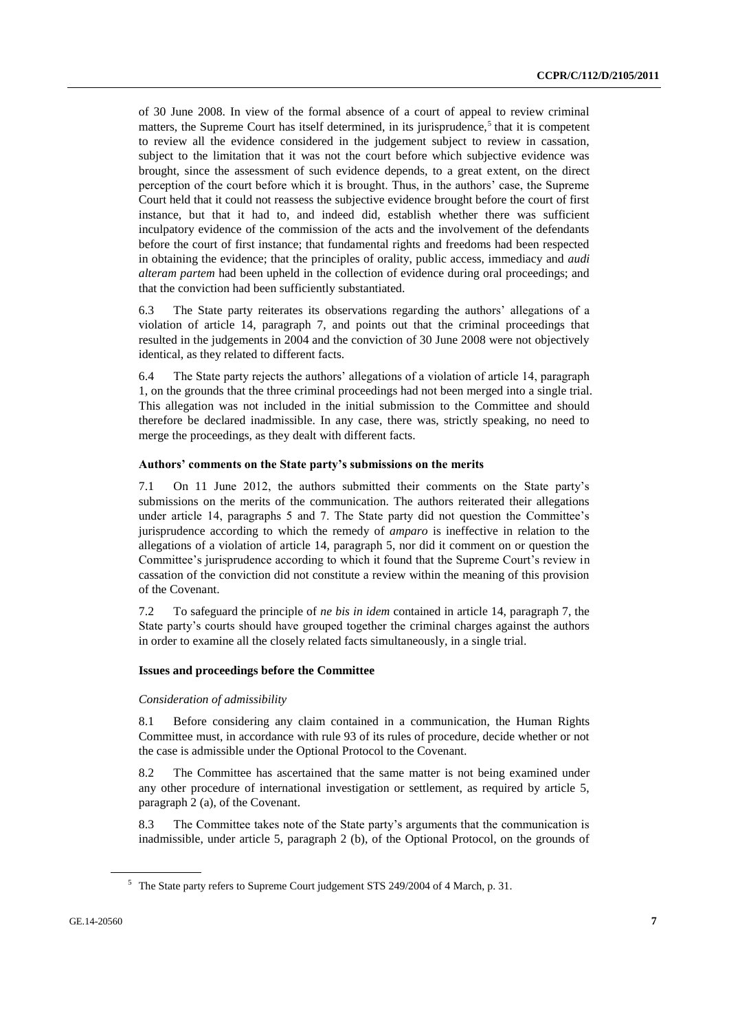of 30 June 2008. In view of the formal absence of a court of appeal to review criminal matters, the Supreme Court has itself determined, in its jurisprudence,[5] that it is competent to review all the evidence considered in the judgement subject to review in cassation, subject to the limitation that it was not the court before which subjective evidence was brought, since the assessment of such evidence depends, to a great extent, on the direct perception of the court before which it is brought. Thus, in the authors' case, the Supreme Court held that it could not reassess the subjective evidence brought before the court of first instance, but that it had to, and indeed did, establish whether there was sufficient inculpatory evidence of the commission of the acts and the involvement of the defendants before the court of first instance; that fundamental rights and freedoms had been respected in obtaining the evidence; that the principles of orality, public access, immediacy and *audi alteram partem* had been upheld in the collection of evidence during oral proceedings; and that the conviction had been sufficiently substantiated.

6.3 The State party reiterates its observations regarding the authors' allegations of a violation of article 14, paragraph 7, and points out that the criminal proceedings that resulted in the judgements in 2004 and the conviction of 30 June 2008 were not objectively identical, as they related to different facts.

6.4 The State party rejects the authors' allegations of a violation of article 14, paragraph 1, on the grounds that the three criminal proceedings had not been merged into a single trial. This allegation was not included in the initial submission to the Committee and should therefore be declared inadmissible. In any case, there was, strictly speaking, no need to merge the proceedings, as they dealt with different facts.

### Authors' comments on the State party's submissions on the merits

7.1 On 11 June 2012, the authors submitted their comments on the State party's submissions on the merits of the communication. The authors reiterated their allegations under article 14, paragraphs 5 and 7. The State party did not question the Committee's jurisprudence according to which the remedy of *amparo* is ineffective in relation to the allegations of a violation of article 14, paragraph 5, nor did it comment on or question the Committee's jurisprudence according to which it found that the Supreme Court's review in cassation of the conviction did not constitute a review within the meaning of this provision of the Covenant.

7.2 To safeguard the principle of *ne bis in idem* contained in article 14, paragraph 7, the State party's courts should have grouped together the criminal charges against the authors in order to examine all the closely related facts simultaneously, in a single trial.

### Issues and proceedings before the Committee

#### *Consideration of admissibility*

8.1 Before considering any claim contained in a communication, the Human Rights Committee must, in accordance with rule 93 of its rules of procedure, decide whether or not the case is admissible under the Optional Protocol to the Covenant.

8.2 The Committee has ascertained that the same matter is not being examined under any other procedure of international investigation or settlement, as required by article 5, paragraph 2 (a), of the Covenant.

8.3 The Committee takes note of the State party's arguments that the communication is inadmissible, under article 5, paragraph 2 (b), of the Optional Protocol, on the grounds of

---

[5] The State party refers to Supreme Court judgement STS 249/2004 of 4 March, p. 31.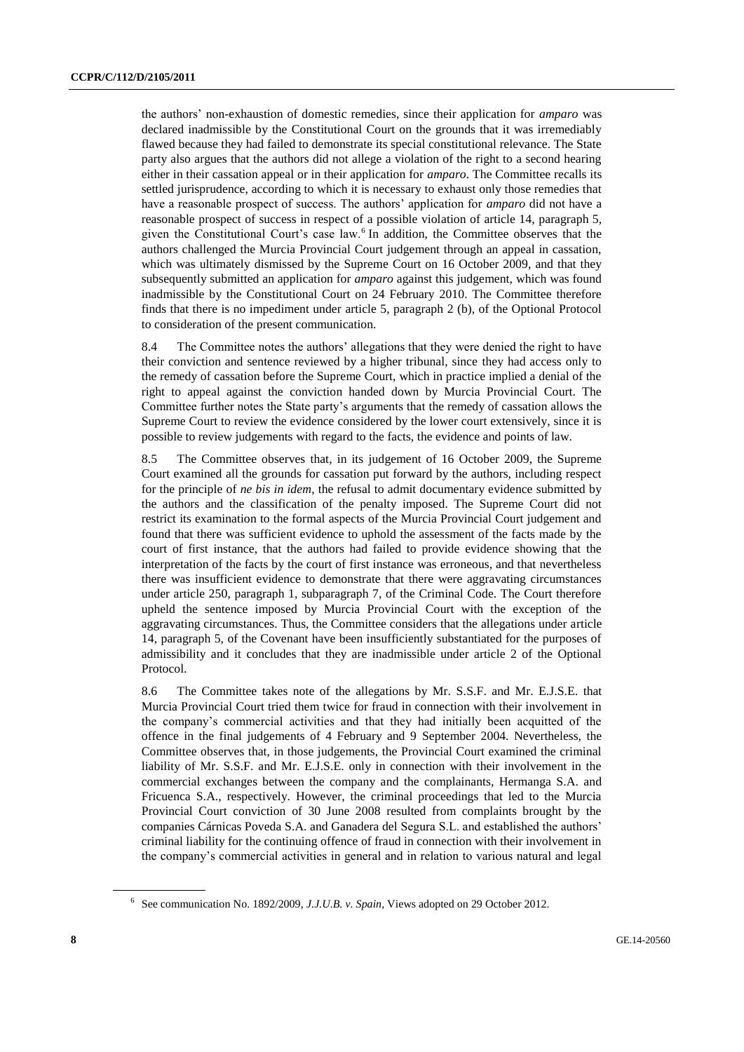the authors' non-exhaustion of domestic remedies, since their application for *amparo* was declared inadmissible by the Constitutional Court on the grounds that it was irremediably flawed because they had failed to demonstrate its special constitutional relevance. The State party also argues that the authors did not allege a violation of the right to a second hearing either in their cassation appeal or in their application for *amparo*. The Committee recalls its settled jurisprudence, according to which it is necessary to exhaust only those remedies that have a reasonable prospect of success. The authors' application for *amparo* did not have a reasonable prospect of success in respect of a possible violation of article 14, paragraph 5, given the Constitutional Court's case law.[6] In addition, the Committee observes that the authors challenged the Murcia Provincial Court judgement through an appeal in cassation, which was ultimately dismissed by the Supreme Court on 16 October 2009, and that they subsequently submitted an application for *amparo* against this judgement, which was found inadmissible by the Constitutional Court on 24 February 2010. The Committee therefore finds that there is no impediment under article 5, paragraph 2 (b), of the Optional Protocol to consideration of the present communication.

8.4 The Committee notes the authors' allegations that they were denied the right to have their conviction and sentence reviewed by a higher tribunal, since they had access only to the remedy of cassation before the Supreme Court, which in practice implied a denial of the right to appeal against the conviction handed down by Murcia Provincial Court. The Committee further notes the State party's arguments that the remedy of cassation allows the Supreme Court to review the evidence considered by the lower court extensively, since it is possible to review judgements with regard to the facts, the evidence and points of law.

8.5 The Committee observes that, in its judgement of 16 October 2009, the Supreme Court examined all the grounds for cassation put forward by the authors, including respect for the principle of *ne bis in idem*, the refusal to admit documentary evidence submitted by the authors and the classification of the penalty imposed. The Supreme Court did not restrict its examination to the formal aspects of the Murcia Provincial Court judgement and found that there was sufficient evidence to uphold the assessment of the facts made by the court of first instance, that the authors had failed to provide evidence showing that the interpretation of the facts by the court of first instance was erroneous, and that nevertheless there was insufficient evidence to demonstrate that there were aggravating circumstances under article 250, paragraph 1, subparagraph 7, of the Criminal Code. The Court therefore upheld the sentence imposed by Murcia Provincial Court with the exception of the aggravating circumstances. Thus, the Committee considers that the allegations under article 14, paragraph 5, of the Covenant have been insufficiently substantiated for the purposes of admissibility and it concludes that they are inadmissible under article 2 of the Optional Protocol.

8.6 The Committee takes note of the allegations by Mr. S.S.F. and Mr. E.J.S.E. that Murcia Provincial Court tried them twice for fraud in connection with their involvement in the company's commercial activities and that they had initially been acquitted of the offence in the final judgements of 4 February and 9 September 2004. Nevertheless, the Committee observes that, in those judgements, the Provincial Court examined the criminal liability of Mr. S.S.F. and Mr. E.J.S.E. only in connection with their involvement in the commercial exchanges between the company and the complainants, Hermanga S.A. and Fricuenca S.A., respectively. However, the criminal proceedings that led to the Murcia Provincial Court conviction of 30 June 2008 resulted from complaints brought by the companies Cárnicas Poveda S.A. and Ganadera del Segura S.L. and established the authors' criminal liability for the continuing offence of fraud in connection with their involvement in the company's commercial activities in general and in relation to various natural and legal

[6] See communication No. 1892/2009, *J.J.U.B. v. Spain*, Views adopted on 29 October 2012.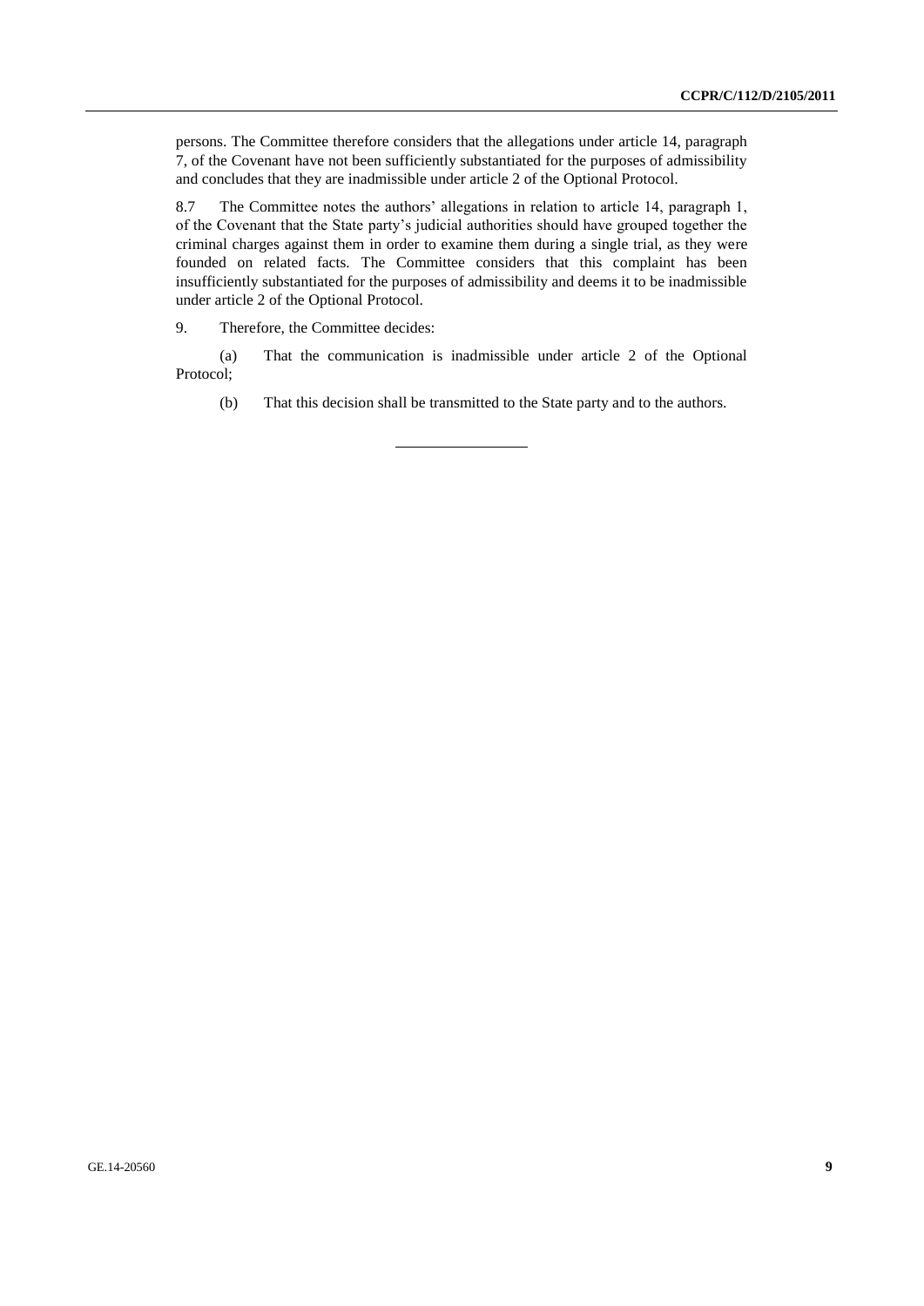persons. The Committee therefore considers that the allegations under article 14, paragraph 7, of the Covenant have not been sufficiently substantiated for the purposes of admissibility and concludes that they are inadmissible under article 2 of the Optional Protocol.

8.7 The Committee notes the authors' allegations in relation to article 14, paragraph 1, of the Covenant that the State party's judicial authorities should have grouped together the criminal charges against them in order to examine them during a single trial, as they were founded on related facts. The Committee considers that this complaint has been insufficiently substantiated for the purposes of admissibility and deems it to be inadmissible under article 2 of the Optional Protocol.

9. Therefore, the Committee decides:

(a) That the communication is inadmissible under article 2 of the Optional Protocol;

(b) That this decision shall be transmitted to the State party and to the authors.